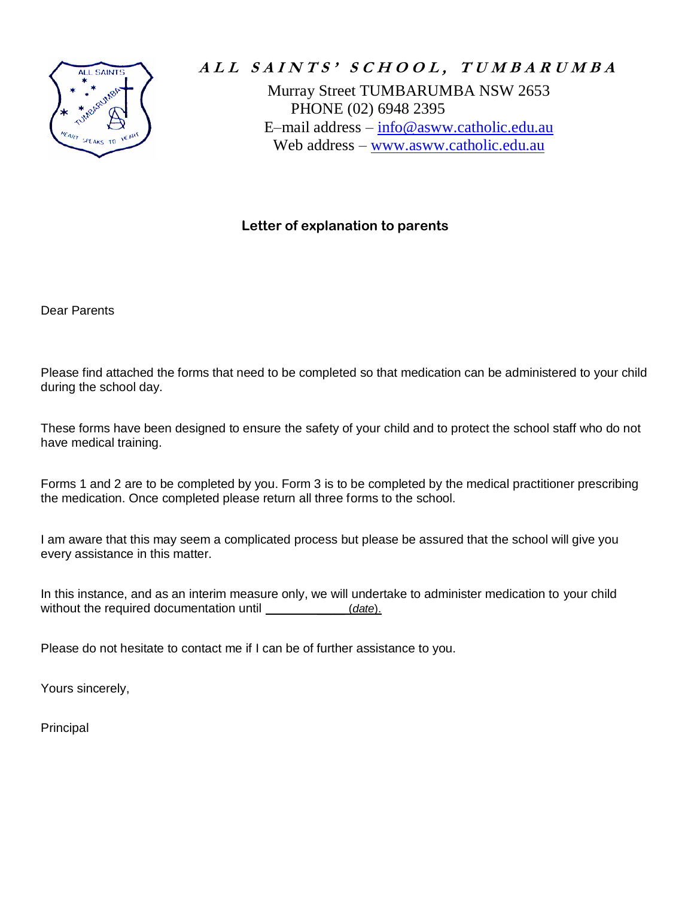# ALL SAINTS' SCHOOL, TUMBARUMBA

Murray Street TUMBARUMBA NSW 2653
PHONE (02) 6948 2395
E–mail address – info@asww.catholic.edu.au
Web address – www.asww.catholic.edu.au

**Letter of explanation to parents**

Dear Parents

Please find attached the forms that need to be completed so that medication can be administered to your child during the school day.

These forms have been designed to ensure the safety of your child and to protect the school staff who do not have medical training.

Forms 1 and 2 are to be completed by you. Form 3 is to be completed by the medical practitioner prescribing the medication. Once completed please return all three forms to the school.

I am aware that this may seem a complicated process but please be assured that the school will give you every assistance in this matter.

In this instance, and as an interim measure only, we will undertake to administer medication to your child without the required documentation until ____________ (*date*).

Please do not hesitate to contact me if I can be of further assistance to you.

Yours sincerely,

Principal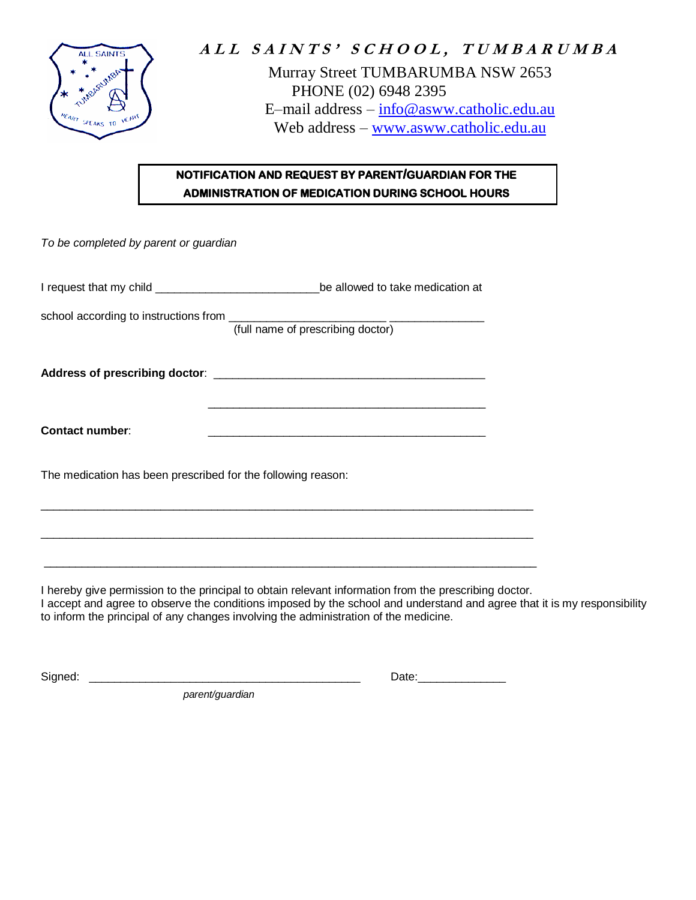# ALL SAINTS' SCHOOL, TUMBARUMBA

Murray Street TUMBARUMBA NSW 2653
PHONE (02) 6948 2395
E–mail address – info@asww.catholic.edu.au
Web address – www.asww.catholic.edu.au

**NOTIFICATION AND REQUEST BY PARENT/GUARDIAN FOR THE ADMINISTRATION OF MEDICATION DURING SCHOOL HOURS**

*To be completed by parent or guardian*

I request that my child __________________________ be allowed to take medication at

school according to instructions from ________________________ _______________
(full name of prescribing doctor)

**Address of prescribing doctor**: ___________________________________________

___________________________________________

**Contact number**: ___________________________________________

The medication has been prescribed for the following reason:

_____________________________________________________________________________

_____________________________________________________________________________

_____________________________________________________________________________

I hereby give permission to the principal to obtain relevant information from the prescribing doctor.
I accept and agree to observe the conditions imposed by the school and understand and agree that it is my responsibility to inform the principal of any changes involving the administration of the medicine.

Signed: ___________________________________________ Date:_____________
*parent/guardian*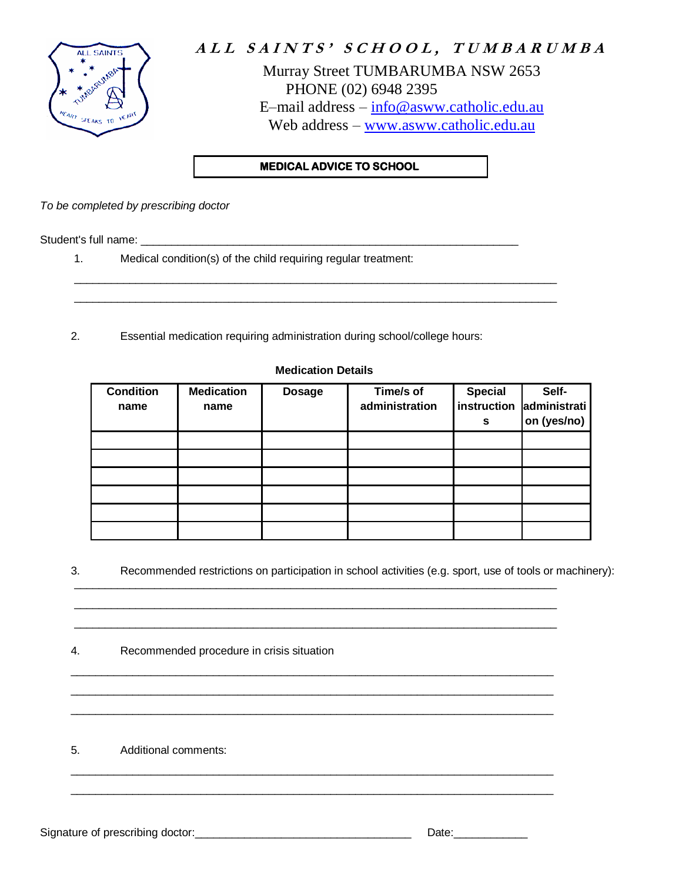# ALL SAINTS' SCHOOL, TUMBARUMBA

Murray Street TUMBARUMBA NSW 2653
PHONE (02) 6948 2395
E–mail address – info@asww.catholic.edu.au
Web address – www.asww.catholic.edu.au

## MEDICAL ADVICE TO SCHOOL

*To be completed by prescribing doctor*

Student's full name: ___________________________________________________________

1. Medical condition(s) of the child requiring regular treatment:

_______________________________________________________________________________

_______________________________________________________________________________

2. Essential medication requiring administration during school/college hours:

**Medication Details**

| Condition name | Medication name | Dosage | Time/s of administration | Special instructions | Self-administration (yes/no) |
|---|---|---|---|---|---|
| | | | | | |
| | | | | | |
| | | | | | |
| | | | | | |
| | | | | | |
| | | | | | |

3. Recommended restrictions on participation in school activities (e.g. sport, use of tools or machinery):

_______________________________________________________________________________

_______________________________________________________________________________

_______________________________________________________________________________

4. Recommended procedure in crisis situation

_______________________________________________________________________________

_______________________________________________________________________________

_______________________________________________________________________________

5. Additional comments:

_______________________________________________________________________________

_______________________________________________________________________________

Signature of prescribing doctor:___________________________________ Date:____________